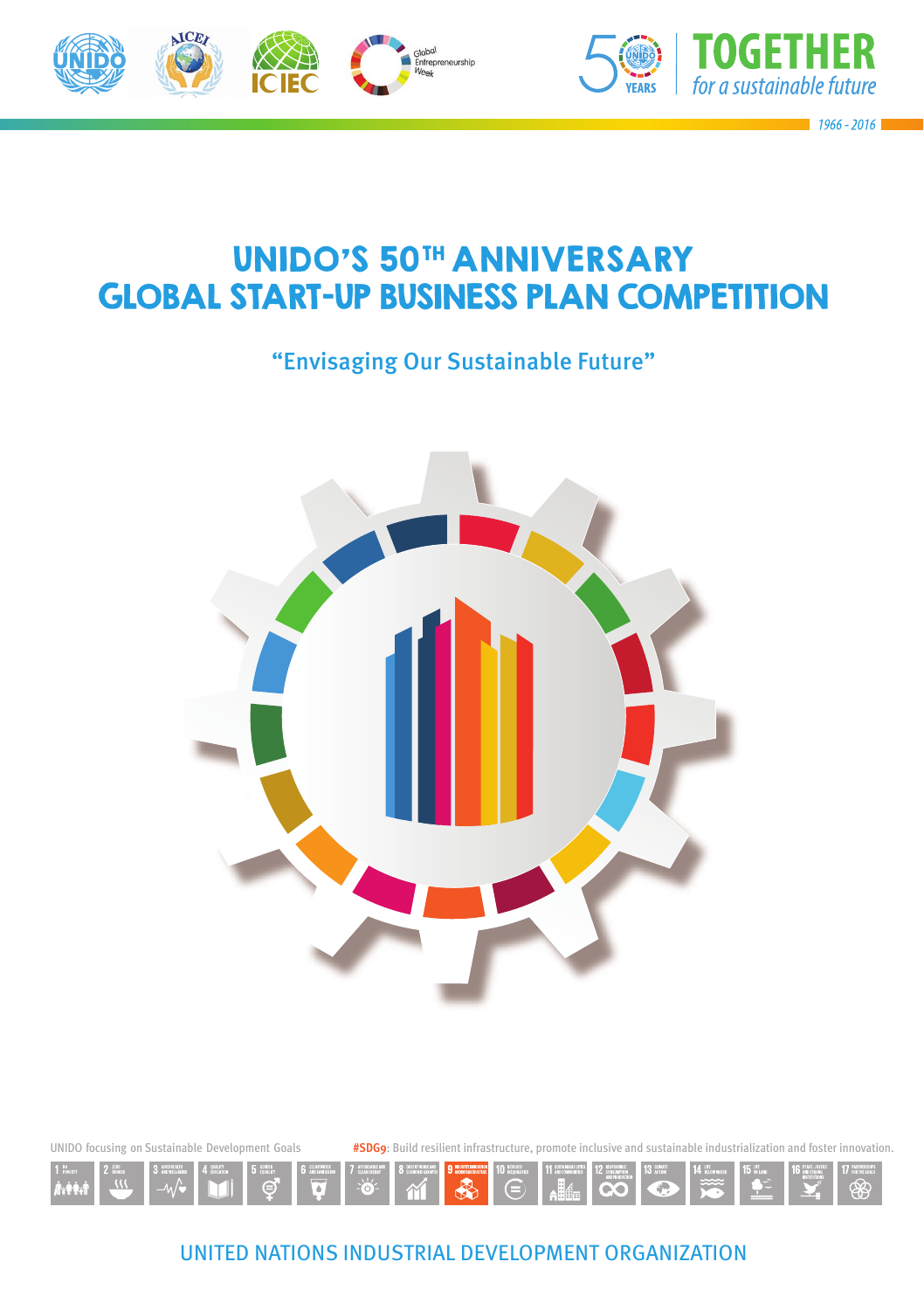50 YEARS

**TOGETHER** *for a sustainable future*

*1966 - 2016*

# UNIDO'S 50TH ANNIVERSARY GLOBAL START-UP BUSINESS PLAN COMPETITION

## "Envisaging Our Sustainable Future"

UNIDO focusing on Sustainable Development Goals

**#SDG9**: Build resilient infrastructure, promote inclusive and sustainable industrialization and foster innovation.

UNITED NATIONS INDUSTRIAL DEVELOPMENT ORGANIZATION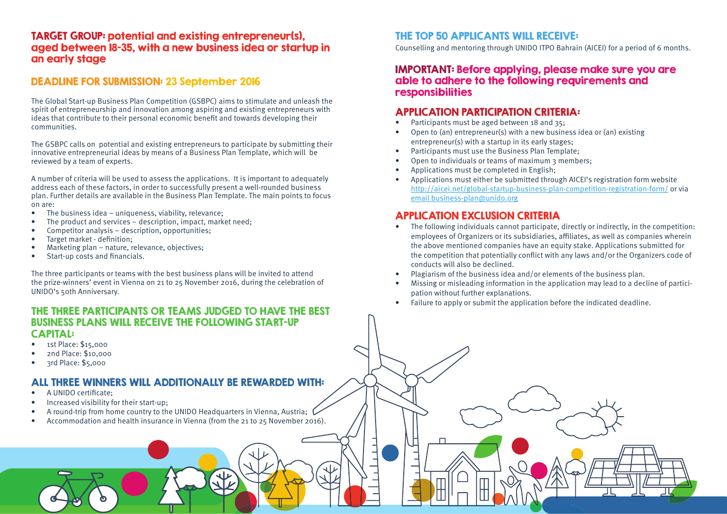## TARGET GROUP: potential and existing entrepreneur(s), aged between 18-35, with a new business idea or startup in an early stage

## DEADLINE FOR SUBMISSION: 23 September 2016

The Global Start-up Business Plan Competition (GSBPC) aims to stimulate and unleash the spirit of entrepreneurship and innovation among aspiring and existing entrepreneurs with ideas that contribute to their personal economic benefit and towards developing their communities.

The GSBPC calls on potential and existing entrepreneurs to participate by submitting their innovative entrepreneurial ideas by means of a Business Plan Template, which will be reviewed by a team of experts.

A number of criteria will be used to assess the applications. It is important to adequately address each of these factors, in order to successfully present a well-rounded business plan. Further details are available in the Business Plan Template. The main points to focus on are:

- The business idea – uniqueness, viability, relevance;
- The product and services – description, impact, market need;
- Competitor analysis – description, opportunities;
- Target market - definition;
- Marketing plan – nature, relevance, objectives;
- Start-up costs and financials.

The three participants or teams with the best business plans will be invited to attend the prize-winners' event in Vienna on 21 to 25 November 2016, during the celebration of UNIDO's 50th Anniversary.

## THE THREE PARTICIPANTS OR TEAMS JUDGED TO HAVE THE BEST BUSINESS PLANS WILL RECEIVE THE FOLLOWING START-UP CAPITAL:

- 1st Place: $15,000
- 2nd Place: $10,000
- 3rd Place: $5,000

## ALL THREE WINNERS WILL ADDITIONALLY BE REWARDED WITH:

- A UNIDO certificate;
- Increased visibility for their start-up;
- A round-trip from home country to the UNIDO Headquarters in Vienna, Austria;
- Accommodation and health insurance in Vienna (from the 21 to 25 November 2016).

## THE TOP 50 APPLICANTS WILL RECEIVE:

Counselling and mentoring through UNIDO ITPO Bahrain (AICEI) for a period of 6 months.

## IMPORTANT: Before applying, please make sure you are able to adhere to the following requirements and responsibilities

## APPLICATION PARTICIPATION CRITERIA:

- Participants must be aged between 18 and 35;
- Open to (an) entrepreneur(s) with a new business idea or (an) existing entrepreneur(s) with a startup in its early stages;
- Participants must use the Business Plan Template;
- Open to individuals or teams of maximum 3 members;
- Applications must be completed in English;
- Applications must either be submitted through AICEI's registration form website http://aicei.net/global-startup-business-plan-competition-registration-form/ or via email business-plan@unido.org

## APPLICATION EXCLUSION CRITERIA

- The following individuals cannot participate, directly or indirectly, in the competition: employees of Organizers or its subsidiaries, affiliates, as well as companies wherein the above mentioned companies have an equity stake. Applications submitted for the competition that potentially conflict with any laws and/or the Organizers code of conducts will also be declined.
- Plagiarism of the business idea and/or elements of the business plan.
- Missing or misleading information in the application may lead to a decline of participation without further explanations.
- Failure to apply or submit the application before the indicated deadline.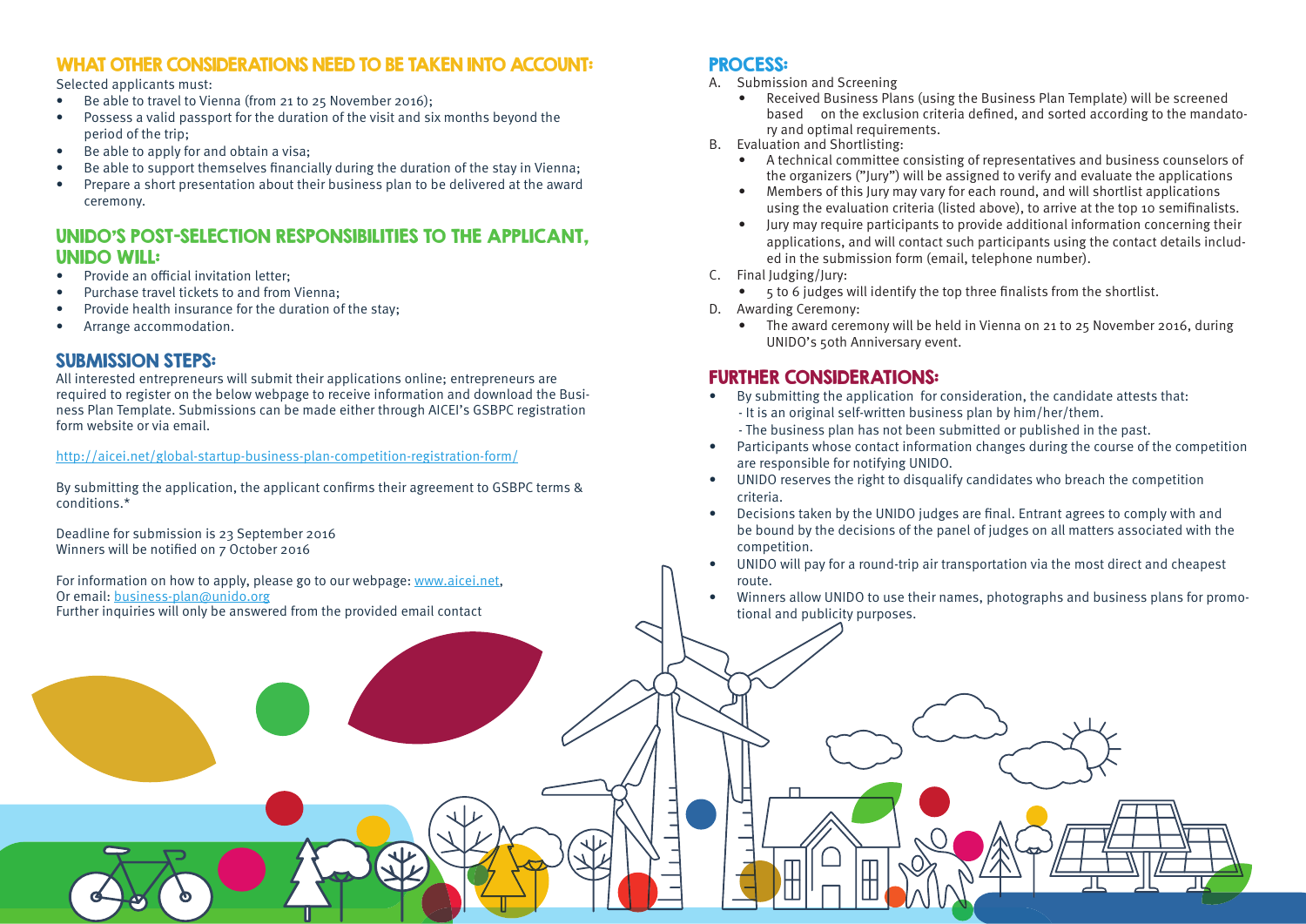## WHAT OTHER CONSIDERATIONS NEED TO BE TAKEN INTO ACCOUNT:

Selected applicants must:

- Be able to travel to Vienna (from 21 to 25 November 2016);
- Possess a valid passport for the duration of the visit and six months beyond the period of the trip;
- Be able to apply for and obtain a visa;
- Be able to support themselves financially during the duration of the stay in Vienna;
- Prepare a short presentation about their business plan to be delivered at the award ceremony.

## UNIDO'S POST-SELECTION RESPONSIBILITIES TO THE APPLICANT, UNIDO WILL:

- Provide an official invitation letter;
- Purchase travel tickets to and from Vienna;
- Provide health insurance for the duration of the stay;
- Arrange accommodation.

## SUBMISSION STEPS:

All interested entrepreneurs will submit their applications online; entrepreneurs are required to register on the below webpage to receive information and download the Business Plan Template. Submissions can be made either through AICEI's GSBPC registration form website or via email.

http://aicei.net/global-startup-business-plan-competition-registration-form/

By submitting the application, the applicant confirms their agreement to GSBPC terms & conditions.*

Deadline for submission is 23 September 2016
Winners will be notified on 7 October 2016

For information on how to apply, please go to our webpage: www.aicei.net,
Or email: business-plan@unido.org
Further inquiries will only be answered from the provided email contact

## PROCESS:

A. Submission and Screening
   - Received Business Plans (using the Business Plan Template) will be screened based on the exclusion criteria defined, and sorted according to the mandatory and optimal requirements.

B. Evaluation and Shortlisting:
   - A technical committee consisting of representatives and business counselors of the organizers ("Jury") will be assigned to verify and evaluate the applications
   - Members of this Jury may vary for each round, and will shortlist applications using the evaluation criteria (listed above), to arrive at the top 10 semifinalists.
   - Jury may require participants to provide additional information concerning their applications, and will contact such participants using the contact details included in the submission form (email, telephone number).

C. Final Judging/Jury:
   - 5 to 6 judges will identify the top three finalists from the shortlist.

D. Awarding Ceremony:
   - The award ceremony will be held in Vienna on 21 to 25 November 2016, during UNIDO's 50th Anniversary event.

## FURTHER CONSIDERATIONS:

- By submitting the application for consideration, the candidate attests that:
  - It is an original self-written business plan by him/her/them.
  - The business plan has not been submitted or published in the past.
- Participants whose contact information changes during the course of the competition are responsible for notifying UNIDO.
- UNIDO reserves the right to disqualify candidates who breach the competition criteria.
- Decisions taken by the UNIDO judges are final. Entrant agrees to comply with and be bound by the decisions of the panel of judges on all matters associated with the competition.
- UNIDO will pay for a round-trip air transportation via the most direct and cheapest route.
- Winners allow UNIDO to use their names, photographs and business plans for promotional and publicity purposes.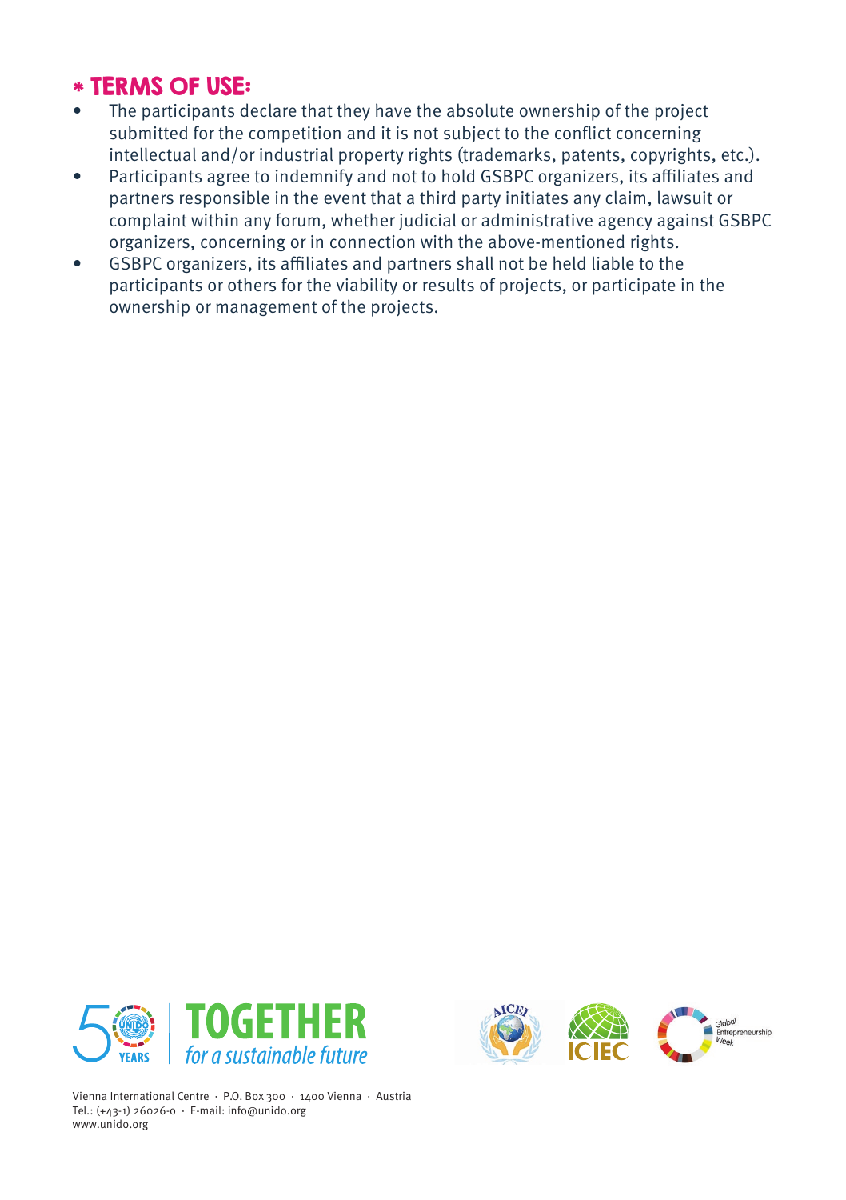## * TERMS OF USE:

- The participants declare that they have the absolute ownership of the project submitted for the competition and it is not subject to the conflict concerning intellectual and/or industrial property rights (trademarks, patents, copyrights, etc.).
- Participants agree to indemnify and not to hold GSBPC organizers, its affiliates and partners responsible in the event that a third party initiates any claim, lawsuit or complaint within any forum, whether judicial or administrative agency against GSBPC organizers, concerning or in connection with the above-mentioned rights.
- GSBPC organizers, its affiliates and partners shall not be held liable to the participants or others for the viability or results of projects, or participate in the ownership or management of the projects.

50 YEARS UNIDO | TOGETHER *for a sustainable future*

AICEI · ICIEC · Global Entrepreneurship Week

Vienna International Centre · P.O. Box 300 · 1400 Vienna · Austria
Tel.: (+43-1) 26026-0 · E-mail: info@unido.org
www.unido.org